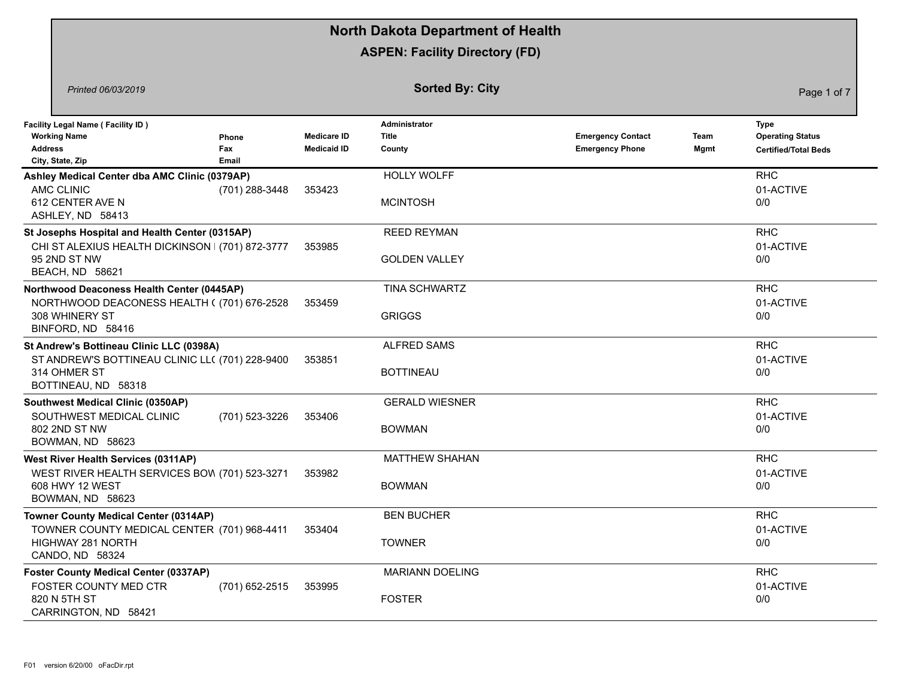# North Dakota Department of Health

## ASPEN: Facility Directory (FD)

*Printed 06/03/2019*

**Sorted By: City**

| Facility Legal Name ( Facility ID ) / Working Name / Address / City, State, Zip | Phone / Fax / Email | Medicare ID / Medicaid ID | Administrator / Title / County | Emergency Contact / Emergency Phone | Team Mgmt | Type / Operating Status / Certified/Total Beds |
|---|---|---|---|---|---|---|
| **Ashley Medical Center dba AMC Clinic (0379AP)**<br>AMC CLINIC<br>612 CENTER AVE N<br>ASHLEY, ND 58413 | (701) 288-3448 | 353423 | HOLLY WOLFF<br><br>MCINTOSH | | | RHC<br>01-ACTIVE<br>0/0 |
| **St Josephs Hospital and Health Center (0315AP)**<br>CHI ST ALEXIUS HEALTH DICKINSON I<br>95 2ND ST NW<br>BEACH, ND 58621 | (701) 872-3777 | 353985 | REED REYMAN<br><br>GOLDEN VALLEY | | | RHC<br>01-ACTIVE<br>0/0 |
| **Northwood Deaconess Health Center (0445AP)**<br>NORTHWOOD DEACONESS HEALTH C<br>308 WHINERY ST<br>BINFORD, ND 58416 | (701) 676-2528 | 353459 | TINA SCHWARTZ<br><br>GRIGGS | | | RHC<br>01-ACTIVE<br>0/0 |
| **St Andrew's Bottineau Clinic LLC (0398A)**<br>ST ANDREW'S BOTTINEAU CLINIC LLC<br>314 OHMER ST<br>BOTTINEAU, ND 58318 | (701) 228-9400 | 353851 | ALFRED SAMS<br><br>BOTTINEAU | | | RHC<br>01-ACTIVE<br>0/0 |
| **Southwest Medical Clinic (0350AP)**<br>SOUTHWEST MEDICAL CLINIC<br>802 2ND ST NW<br>BOWMAN, ND 58623 | (701) 523-3226 | 353406 | GERALD WIESNER<br><br>BOWMAN | | | RHC<br>01-ACTIVE<br>0/0 |
| **West River Health Services (0311AP)**<br>WEST RIVER HEALTH SERVICES BOW<br>608 HWY 12 WEST<br>BOWMAN, ND 58623 | (701) 523-3271 | 353982 | MATTHEW SHAHAN<br><br>BOWMAN | | | RHC<br>01-ACTIVE<br>0/0 |
| **Towner County Medical Center (0314AP)**<br>TOWNER COUNTY MEDICAL CENTER<br>HIGHWAY 281 NORTH<br>CANDO, ND 58324 | (701) 968-4411 | 353404 | BEN BUCHER<br><br>TOWNER | | | RHC<br>01-ACTIVE<br>0/0 |
| **Foster County Medical Center (0337AP)**<br>FOSTER COUNTY MED CTR<br>820 N 5TH ST<br>CARRINGTON, ND 58421 | (701) 652-2515 | 353995 | MARIANN DOELING<br><br>FOSTER | | | RHC<br>01-ACTIVE<br>0/0 |

F01 version 6/20/00 oFacDir.rpt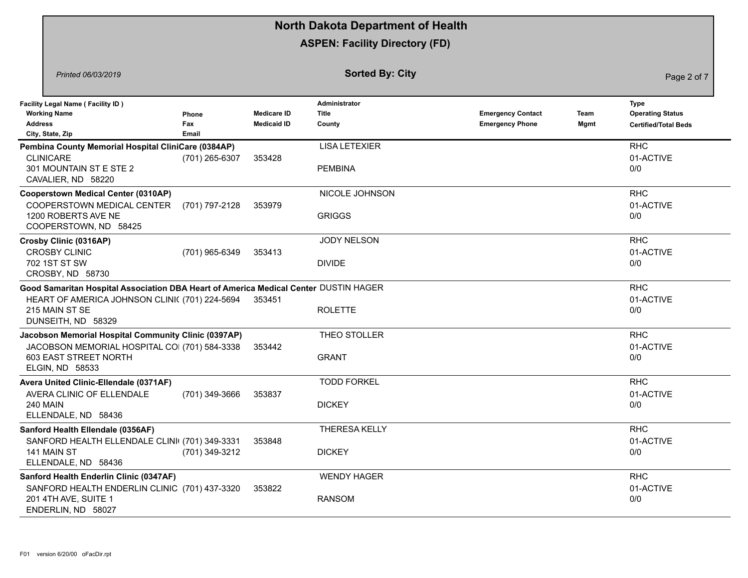# North Dakota Department of Health

## ASPEN: Facility Directory (FD)

*Printed 06/03/2019*

**Sorted By: City**

| Facility Legal Name ( Facility ID ) / Working Name / Address / City, State, Zip | Phone / Fax / Email | Medicare ID / Medicaid ID | Administrator / Title / County | Emergency Contact / Emergency Phone | Team Mgmt | Type / Operating Status / Certified/Total Beds |
|---|---|---|---|---|---|---|
| **Pembina County Memorial Hospital CliniCare (0384AP)**<br>CLINICARE<br>301 MOUNTAIN ST E STE 2<br>CAVALIER, ND 58220 | (701) 265-6307 | 353428 | LISA LETEXIER<br><br>PEMBINA | | | RHC<br>01-ACTIVE<br>0/0 |
| **Cooperstown Medical Center (0310AP)**<br>COOPERSTOWN MEDICAL CENTER<br>1200 ROBERTS AVE NE<br>COOPERSTOWN, ND 58425 | (701) 797-2128 | 353979 | NICOLE JOHNSON<br><br>GRIGGS | | | RHC<br>01-ACTIVE<br>0/0 |
| **Crosby Clinic (0316AP)**<br>CROSBY CLINIC<br>702 1ST ST SW<br>CROSBY, ND 58730 | (701) 965-6349 | 353413 | JODY NELSON<br><br>DIVIDE | | | RHC<br>01-ACTIVE<br>0/0 |
| **Good Samaritan Hospital Association DBA Heart of America Medical Center**<br>HEART OF AMERICA JOHNSON CLINI(<br>215 MAIN ST SE<br>DUNSEITH, ND 58329 | (701) 224-5694 | 353451 | DUSTIN HAGER<br><br>ROLETTE | | | RHC<br>01-ACTIVE<br>0/0 |
| **Jacobson Memorial Hospital Community Clinic (0397AP)**<br>JACOBSON MEMORIAL HOSPITAL CO<br>603 EAST STREET NORTH<br>ELGIN, ND 58533 | (701) 584-3338 | 353442 | THEO STOLLER<br><br>GRANT | | | RHC<br>01-ACTIVE<br>0/0 |
| **Avera United Clinic-Ellendale (0371AF)**<br>AVERA CLINIC OF ELLENDALE<br>240 MAIN<br>ELLENDALE, ND 58436 | (701) 349-3666 | 353837 | TODD FORKEL<br><br>DICKEY | | | RHC<br>01-ACTIVE<br>0/0 |
| **Sanford Health Ellendale (0356AF)**<br>SANFORD HEALTH ELLENDALE CLINI(<br>141 MAIN ST<br>ELLENDALE, ND 58436 | (701) 349-3331<br>(701) 349-3212 | 353848 | THERESA KELLY<br><br>DICKEY | | | RHC<br>01-ACTIVE<br>0/0 |
| **Sanford Health Enderlin Clinic (0347AF)**<br>SANFORD HEALTH ENDERLIN CLINIC<br>201 4TH AVE, SUITE 1<br>ENDERLIN, ND 58027 | (701) 437-3320 | 353822 | WENDY HAGER<br><br>RANSOM | | | RHC<br>01-ACTIVE<br>0/0 |

F01 version 6/20/00 oFacDir.rpt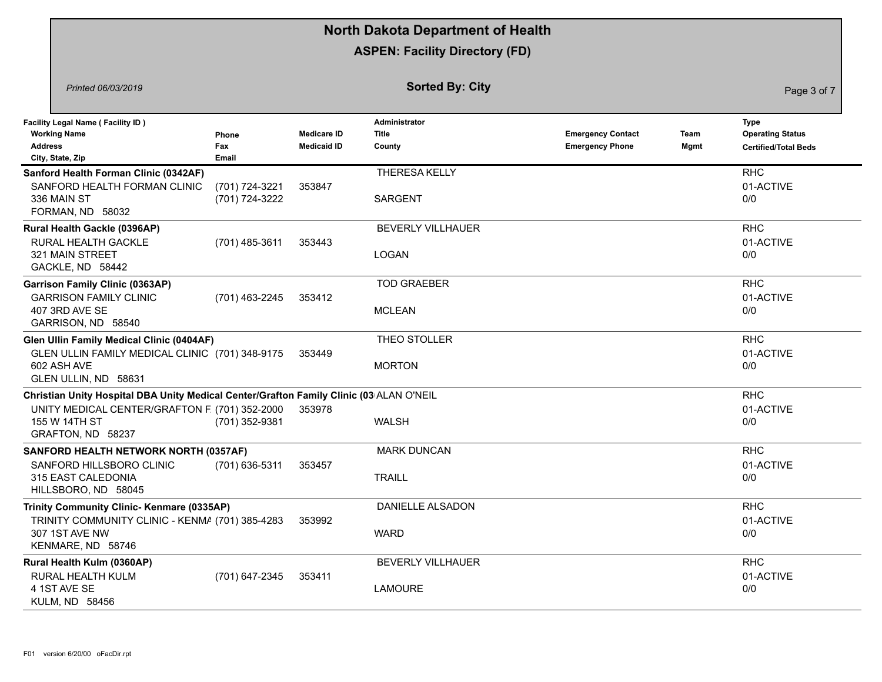# North Dakota Department of Health

## ASPEN: Facility Directory (FD)

*Printed 06/03/2019*

**Sorted By: City**

| Facility Legal Name ( Facility ID ) / Working Name / Address / City, State, Zip | Phone / Fax / Email | Medicare ID / Medicaid ID | Administrator / Title / County | Emergency Contact / Emergency Phone | Team Mgmt | Type / Operating Status / Certified/Total Beds |
|---|---|---|---|---|---|---|
| **Sanford Health Forman Clinic (0342AF)**<br>SANFORD HEALTH FORMAN CLINIC<br>336 MAIN ST<br>FORMAN, ND 58032 | (701) 724-3221<br>(701) 724-3222 | 353847 | THERESA KELLY<br><br>SARGENT | | | RHC<br>01-ACTIVE<br>0/0 |
| **Rural Health Gackle (0396AP)**<br>RURAL HEALTH GACKLE<br>321 MAIN STREET<br>GACKLE, ND 58442 | (701) 485-3611 | 353443 | BEVERLY VILLHAUER<br><br>LOGAN | | | RHC<br>01-ACTIVE<br>0/0 |
| **Garrison Family Clinic (0363AP)**<br>GARRISON FAMILY CLINIC<br>407 3RD AVE SE<br>GARRISON, ND 58540 | (701) 463-2245 | 353412 | TOD GRAEBER<br><br>MCLEAN | | | RHC<br>01-ACTIVE<br>0/0 |
| **Glen Ullin Family Medical Clinic (0404AF)**<br>GLEN ULLIN FAMILY MEDICAL CLINIC<br>602 ASH AVE<br>GLEN ULLIN, ND 58631 | (701) 348-9175 | 353449 | THEO STOLLER<br><br>MORTON | | | RHC<br>01-ACTIVE<br>0/0 |
| **Christian Unity Hospital DBA Unity Medical Center/Grafton Family Clinic (03**<br>UNITY MEDICAL CENTER/GRAFTON F<br>155 W 14TH ST<br>GRAFTON, ND 58237 | (701) 352-2000<br>(701) 352-9381 | 353978 | ALAN O'NEIL<br><br>WALSH | | | RHC<br>01-ACTIVE<br>0/0 |
| **SANFORD HEALTH NETWORK NORTH (0357AF)**<br>SANFORD HILLSBORO CLINIC<br>315 EAST CALEDONIA<br>HILLSBORO, ND 58045 | (701) 636-5311 | 353457 | MARK DUNCAN<br><br>TRAILL | | | RHC<br>01-ACTIVE<br>0/0 |
| **Trinity Community Clinic- Kenmare (0335AP)**<br>TRINITY COMMUNITY CLINIC - KENMA<br>307 1ST AVE NW<br>KENMARE, ND 58746 | (701) 385-4283 | 353992 | DANIELLE ALSADON<br><br>WARD | | | RHC<br>01-ACTIVE<br>0/0 |
| **Rural Health Kulm (0360AP)**<br>RURAL HEALTH KULM<br>4 1ST AVE SE<br>KULM, ND 58456 | (701) 647-2345 | 353411 | BEVERLY VILLHAUER<br><br>LAMOURE | | | RHC<br>01-ACTIVE<br>0/0 |

F01 version 6/20/00 oFacDir.rpt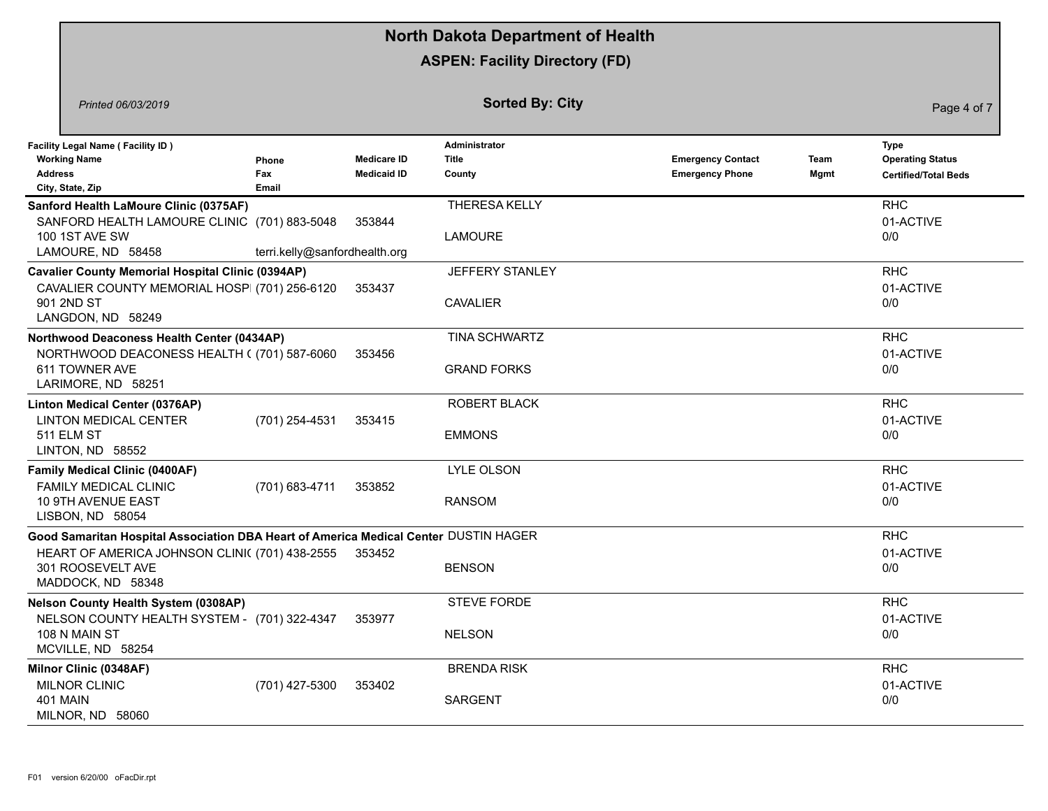# North Dakota Department of Health

## ASPEN: Facility Directory (FD)

*Printed 06/03/2019*

**Sorted By: City**

| Facility Legal Name ( Facility ID ) / Working Name / Address / City, State, Zip | Phone / Fax / Email | Medicare ID / Medicaid ID | Administrator / Title / County | Emergency Contact / Emergency Phone | Team Mgmt | Type / Operating Status / Certified/Total Beds |
|---|---|---|---|---|---|---|
| **Sanford Health LaMoure Clinic (0375AF)**<br>SANFORD HEALTH LAMOURE CLINIC<br>100 1ST AVE SW<br>LAMOURE, ND 58458 | (701) 883-5048<br>terri.kelly@sanfordhealth.org | 353844 | THERESA KELLY<br>LAMOURE | | | RHC<br>01-ACTIVE<br>0/0 |
| **Cavalier County Memorial Hospital Clinic (0394AP)**<br>CAVALIER COUNTY MEMORIAL HOSPI<br>901 2ND ST<br>LANGDON, ND 58249 | (701) 256-6120 | 353437 | JEFFERY STANLEY<br>CAVALIER | | | RHC<br>01-ACTIVE<br>0/0 |
| **Northwood Deaconess Health Center (0434AP)**<br>NORTHWOOD DEACONESS HEALTH (<br>611 TOWNER AVE<br>LARIMORE, ND 58251 | (701) 587-6060 | 353456 | TINA SCHWARTZ<br>GRAND FORKS | | | RHC<br>01-ACTIVE<br>0/0 |
| **Linton Medical Center (0376AP)**<br>LINTON MEDICAL CENTER<br>511 ELM ST<br>LINTON, ND 58552 | (701) 254-4531 | 353415 | ROBERT BLACK<br>EMMONS | | | RHC<br>01-ACTIVE<br>0/0 |
| **Family Medical Clinic (0400AF)**<br>FAMILY MEDICAL CLINIC<br>10 9TH AVENUE EAST<br>LISBON, ND 58054 | (701) 683-4711 | 353852 | LYLE OLSON<br>RANSOM | | | RHC<br>01-ACTIVE<br>0/0 |
| **Good Samaritan Hospital Association DBA Heart of America Medical Center**<br>HEART OF AMERICA JOHNSON CLINI(<br>301 ROOSEVELT AVE<br>MADDOCK, ND 58348 | (701) 438-2555 | 353452 | DUSTIN HAGER<br>BENSON | | | RHC<br>01-ACTIVE<br>0/0 |
| **Nelson County Health System (0308AP)**<br>NELSON COUNTY HEALTH SYSTEM -<br>108 N MAIN ST<br>MCVILLE, ND 58254 | (701) 322-4347 | 353977 | STEVE FORDE<br>NELSON | | | RHC<br>01-ACTIVE<br>0/0 |
| **Milnor Clinic (0348AF)**<br>MILNOR CLINIC<br>401 MAIN<br>MILNOR, ND 58060 | (701) 427-5300 | 353402 | BRENDA RISK<br>SARGENT | | | RHC<br>01-ACTIVE<br>0/0 |

F01 version 6/20/00 oFacDir.rpt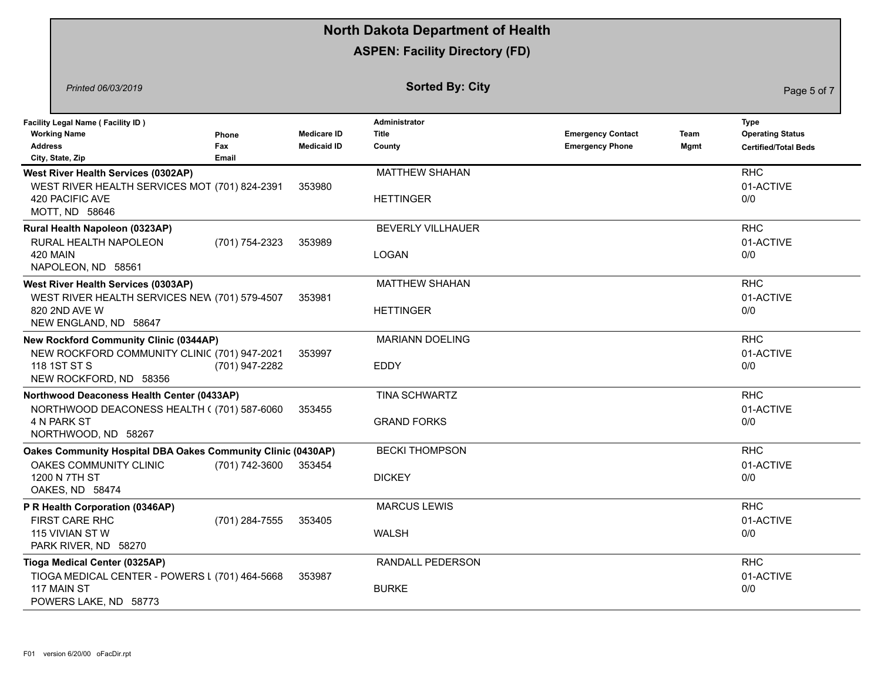# North Dakota Department of Health

## ASPEN: Facility Directory (FD)

*Printed 06/03/2019*

**Sorted By: City**

| Facility Legal Name ( Facility ID ) / Working Name / Address / City, State, Zip | Phone / Fax / Email | Medicare ID / Medicaid ID | Administrator / Title / County | Emergency Contact / Emergency Phone | Team Mgmt | Type / Operating Status / Certified/Total Beds |
|---|---|---|---|---|---|---|
| **West River Health Services (0302AP)**<br>WEST RIVER HEALTH SERVICES MOT<br>420 PACIFIC AVE<br>MOTT, ND 58646 | (701) 824-2391 | 353980 | MATTHEW SHAHAN<br><br>HETTINGER | | | RHC<br>01-ACTIVE<br>0/0 |
| **Rural Health Napoleon (0323AP)**<br>RURAL HEALTH NAPOLEON<br>420 MAIN<br>NAPOLEON, ND 58561 | (701) 754-2323 | 353989 | BEVERLY VILLHAUER<br><br>LOGAN | | | RHC<br>01-ACTIVE<br>0/0 |
| **West River Health Services (0303AP)**<br>WEST RIVER HEALTH SERVICES NEW<br>820 2ND AVE W<br>NEW ENGLAND, ND 58647 | (701) 579-4507 | 353981 | MATTHEW SHAHAN<br><br>HETTINGER | | | RHC<br>01-ACTIVE<br>0/0 |
| **New Rockford Community Clinic (0344AP)**<br>NEW ROCKFORD COMMUNITY CLINIC<br>118 1ST ST S<br>NEW ROCKFORD, ND 58356 | (701) 947-2021<br>(701) 947-2282 | 353997 | MARIANN DOELING<br><br>EDDY | | | RHC<br>01-ACTIVE<br>0/0 |
| **Northwood Deaconess Health Center (0433AP)**<br>NORTHWOOD DEACONESS HEALTH (<br>4 N PARK ST<br>NORTHWOOD, ND 58267 | (701) 587-6060 | 353455 | TINA SCHWARTZ<br><br>GRAND FORKS | | | RHC<br>01-ACTIVE<br>0/0 |
| **Oakes Community Hospital DBA Oakes Community Clinic (0430AP)**<br>OAKES COMMUNITY CLINIC<br>1200 N 7TH ST<br>OAKES, ND 58474 | (701) 742-3600 | 353454 | BECKI THOMPSON<br><br>DICKEY | | | RHC<br>01-ACTIVE<br>0/0 |
| **P R Health Corporation (0346AP)**<br>FIRST CARE RHC<br>115 VIVIAN ST W<br>PARK RIVER, ND 58270 | (701) 284-7555 | 353405 | MARCUS LEWIS<br><br>WALSH | | | RHC<br>01-ACTIVE<br>0/0 |
| **Tioga Medical Center (0325AP)**<br>TIOGA MEDICAL CENTER - POWERS L<br>117 MAIN ST<br>POWERS LAKE, ND 58773 | (701) 464-5668 | 353987 | RANDALL PEDERSON<br><br>BURKE | | | RHC<br>01-ACTIVE<br>0/0 |

F01 version 6/20/00 oFacDir.rpt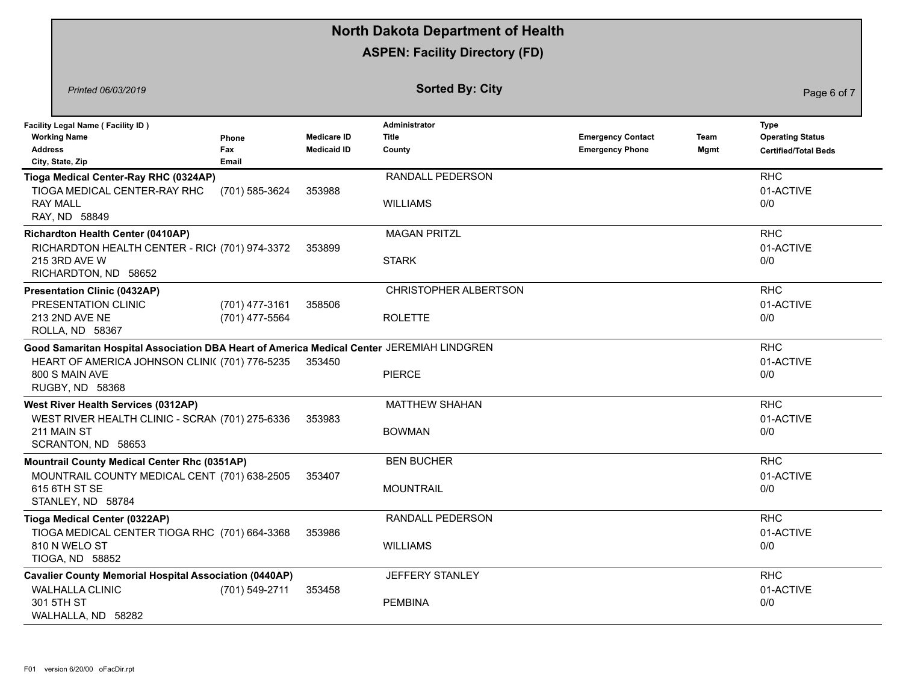# North Dakota Department of Health

## ASPEN: Facility Directory (FD)

*Printed 06/03/2019*

### Sorted By: City

| Facility Legal Name ( Facility ID )<br>Working Name<br>Address<br>City, State, Zip | Phone<br>Fax<br>Email | Medicare ID<br>Medicaid ID | Administrator<br>Title<br>County | Emergency Contact<br>Emergency Phone | Team Mgmt | Type<br>Operating Status<br>Certified/Total Beds |
|---|---|---|---|---|---|---|
| **Tioga Medical Center-Ray RHC (0324AP)**<br>TIOGA MEDICAL CENTER-RAY RHC<br>RAY MALL<br>RAY, ND 58849 | (701) 585-3624 | 353988 | RANDALL PEDERSON<br><br>WILLIAMS | | | RHC<br>01-ACTIVE<br>0/0 |
| **Richardton Health Center (0410AP)**<br>RICHARDTON HEALTH CENTER - RICI<br>215 3RD AVE W<br>RICHARDTON, ND 58652 | (701) 974-3372 | 353899 | MAGAN PRITZL<br><br>STARK | | | RHC<br>01-ACTIVE<br>0/0 |
| **Presentation Clinic (0432AP)**<br>PRESENTATION CLINIC<br>213 2ND AVE NE<br>ROLLA, ND 58367 | (701) 477-3161<br>(701) 477-5564 | 358506 | CHRISTOPHER ALBERTSON<br><br>ROLETTE | | | RHC<br>01-ACTIVE<br>0/0 |
| **Good Samaritan Hospital Association DBA Heart of America Medical Center**<br>HEART OF AMERICA JOHNSON CLINI(<br>800 S MAIN AVE<br>RUGBY, ND 58368 | (701) 776-5235 | 353450 | JEREMIAH LINDGREN<br><br>PIERCE | | | RHC<br>01-ACTIVE<br>0/0 |
| **West River Health Services (0312AP)**<br>WEST RIVER HEALTH CLINIC - SCRAN<br>211 MAIN ST<br>SCRANTON, ND 58653 | (701) 275-6336 | 353983 | MATTHEW SHAHAN<br><br>BOWMAN | | | RHC<br>01-ACTIVE<br>0/0 |
| **Mountrail County Medical Center Rhc (0351AP)**<br>MOUNTRAIL COUNTY MEDICAL CENT<br>615 6TH ST SE<br>STANLEY, ND 58784 | (701) 638-2505 | 353407 | BEN BUCHER<br><br>MOUNTRAIL | | | RHC<br>01-ACTIVE<br>0/0 |
| **Tioga Medical Center (0322AP)**<br>TIOGA MEDICAL CENTER TIOGA RHC<br>810 N WELO ST<br>TIOGA, ND 58852 | (701) 664-3368 | 353986 | RANDALL PEDERSON<br><br>WILLIAMS | | | RHC<br>01-ACTIVE<br>0/0 |
| **Cavalier County Memorial Hospital Association (0440AP)**<br>WALHALLA CLINIC<br>301 5TH ST<br>WALHALLA, ND 58282 | (701) 549-2711 | 353458 | JEFFERY STANLEY<br><br>PEMBINA | | | RHC<br>01-ACTIVE<br>0/0 |

F01 version 6/20/00 oFacDir.rpt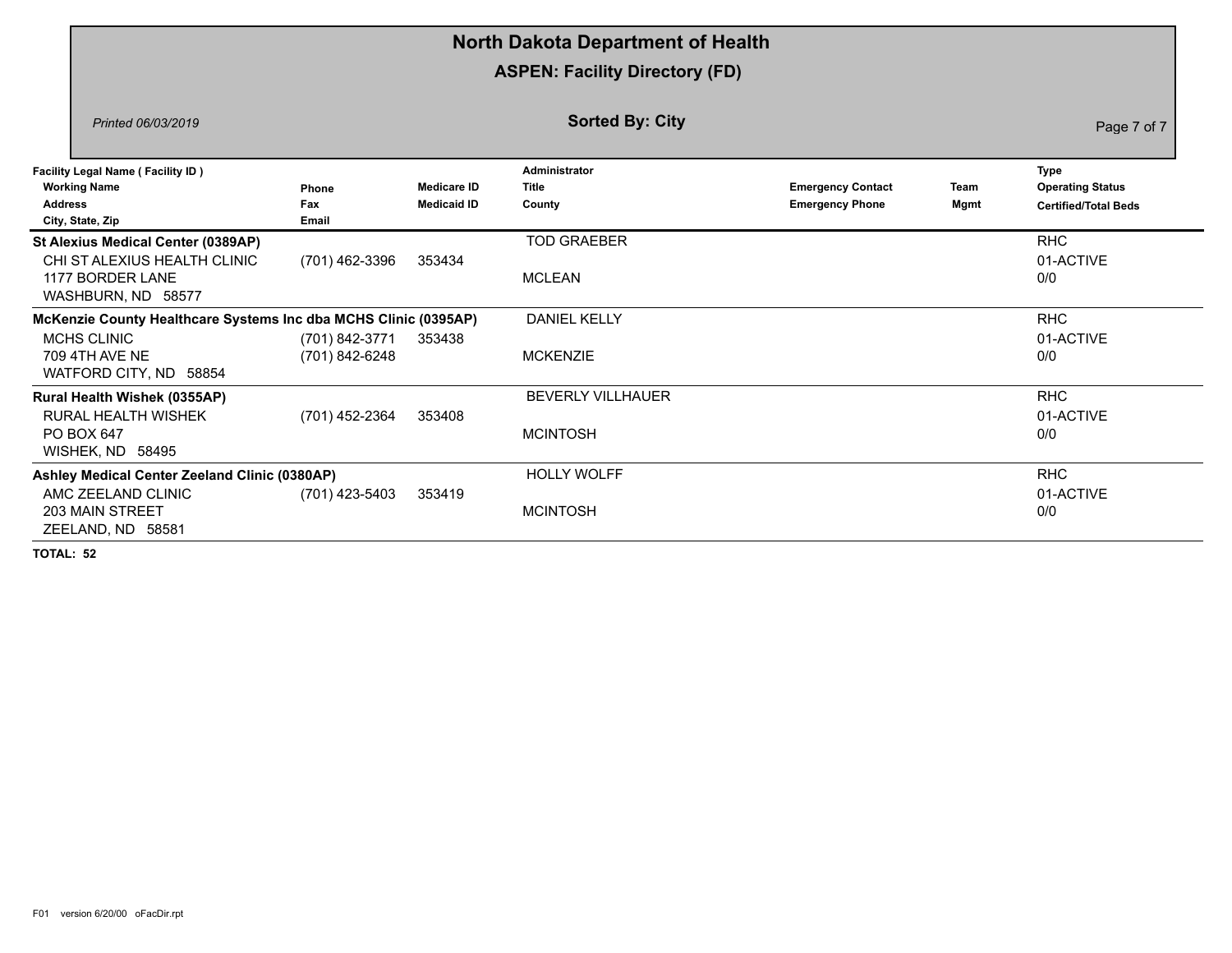# North Dakota Department of Health

## ASPEN: Facility Directory (FD)

*Printed 06/03/2019*

**Sorted By: City**

| Facility Legal Name ( Facility ID ) / Working Name / Address / City, State, Zip | Phone / Fax / Email | Medicare ID / Medicaid ID | Administrator / Title / County | Emergency Contact / Emergency Phone | Team Mgmt | Type / Operating Status / Certified/Total Beds |
|---|---|---|---|---|---|---|
| **St Alexius Medical Center (0389AP)**<br>CHI ST ALEXIUS HEALTH CLINIC<br>1177 BORDER LANE<br>WASHBURN, ND 58577 | (701) 462-3396 | 353434 | TOD GRAEBER<br><br>MCLEAN | | | RHC<br>01-ACTIVE<br>0/0 |
| **McKenzie County Healthcare Systems Inc dba MCHS Clinic (0395AP)**<br>MCHS CLINIC<br>709 4TH AVE NE<br>WATFORD CITY, ND 58854 | (701) 842-3771<br>(701) 842-6248 | 353438 | DANIEL KELLY<br><br>MCKENZIE | | | RHC<br>01-ACTIVE<br>0/0 |
| **Rural Health Wishek (0355AP)**<br>RURAL HEALTH WISHEK<br>PO BOX 647<br>WISHEK, ND 58495 | (701) 452-2364 | 353408 | BEVERLY VILLHAUER<br><br>MCINTOSH | | | RHC<br>01-ACTIVE<br>0/0 |
| **Ashley Medical Center Zeeland Clinic (0380AP)**<br>AMC ZEELAND CLINIC<br>203 MAIN STREET<br>ZEELAND, ND 58581 | (701) 423-5403 | 353419 | HOLLY WOLFF<br><br>MCINTOSH | | | RHC<br>01-ACTIVE<br>0/0 |

**TOTAL: 52**

F01 version 6/20/00 oFacDir.rpt